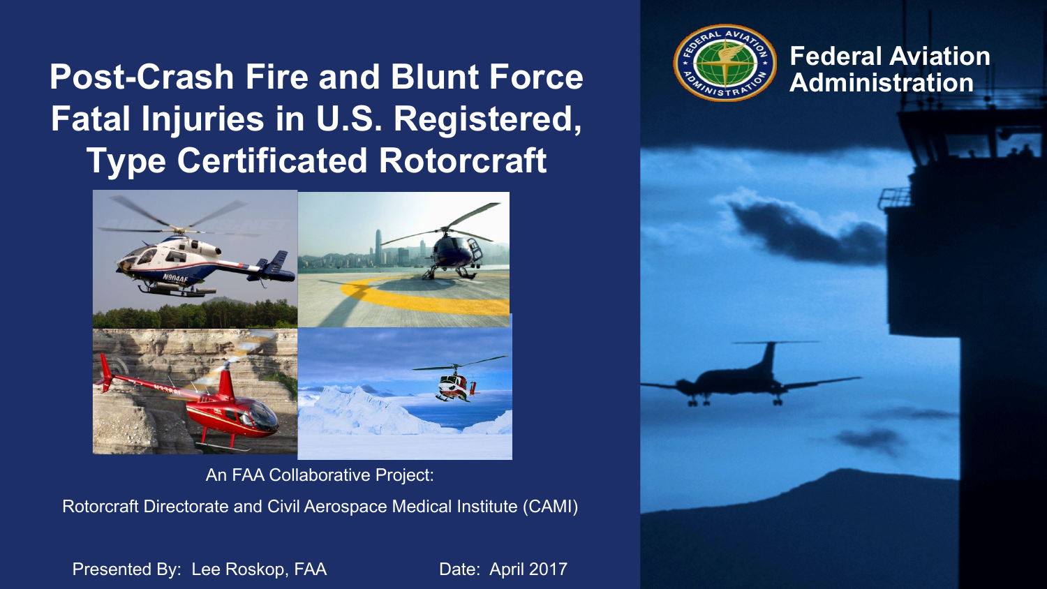# Post-Crash Fire and Blunt Force Fatal Injuries in U.S. Registered, Type Certificated Rotorcraft

Federal Aviation Administration

An FAA Collaborative Project:

Rotorcraft Directorate and Civil Aerospace Medical Institute (CAMI)

Presented By: Lee Roskop, FAA

Date: April 2017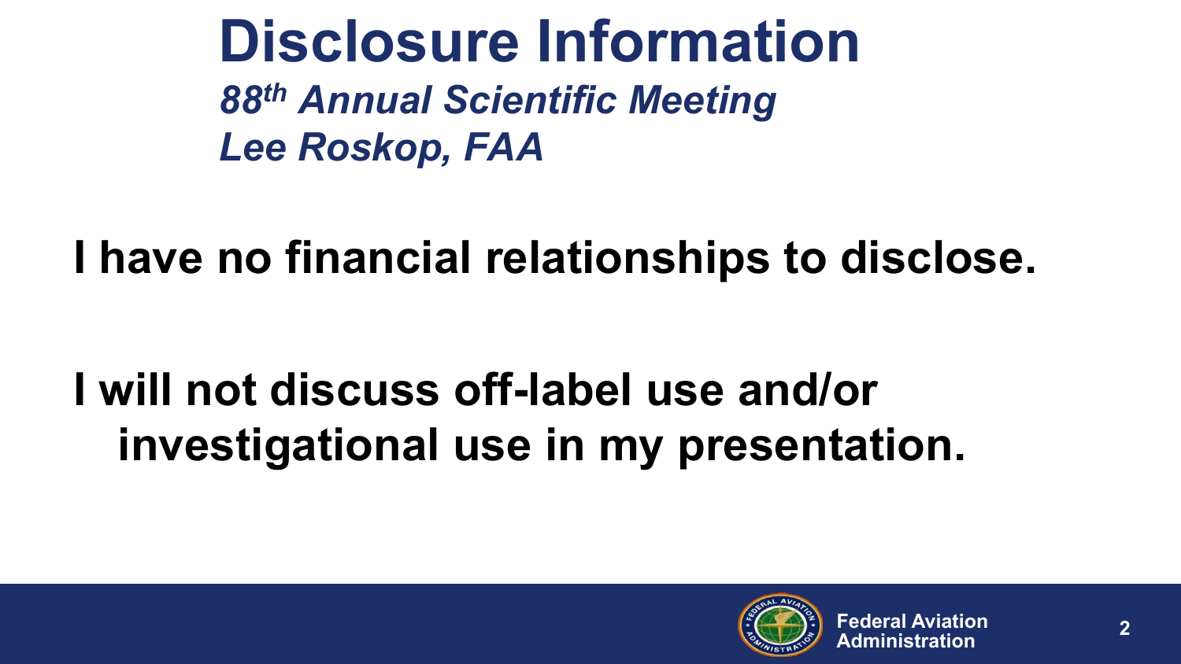# Disclosure Information

***88th Annual Scientific Meeting***
***Lee Roskop, FAA***

**I have no financial relationships to disclose.**

**I will not discuss off-label use and/or investigational use in my presentation.**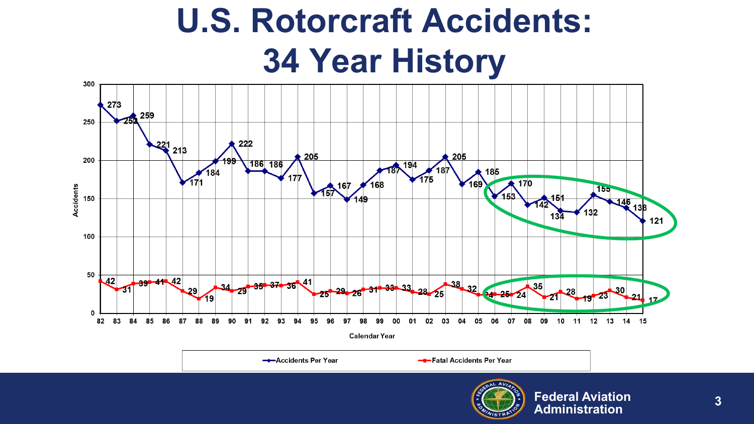# U.S. Rotorcraft Accidents: 34 Year History

| Calendar Year | Accidents Per Year | Fatal Accidents Per Year |
|---|---|---|
| 82 | 273 | 42 |
| 83 | 252 | 31 |
| 84 | 259 | 39 |
| 85 | 221 | 41 |
| 86 | 213 | 42 |
| 87 | 171 | 29 |
| 88 | 184 | 19 |
| 89 | 199 | 34 |
| 90 | 222 | 29 |
| 91 | 186 | 35 |
| 92 | 186 | 37 |
| 93 | 177 | 36 |
| 94 | 205 | 41 |
| 95 | 157 | 25 |
| 96 | 167 | 29 |
| 97 | 149 | 26 |
| 98 | 168 | 31 |
| 99 | 187 | 33 |
| 00 | 194 | 33 |
| 01 | 175 | 28 |
| 02 | 187 | 25 |
| 03 | 205 | 38 |
| 04 | 169 | 32 |
| 05 | 185 | 24 |
| 06 | 153 | 25 |
| 07 | 170 | 24 |
| 08 | 142 | 35 |
| 09 | 151 | 21 |
| 10 | 134 | 28 |
| 11 | 132 | 19 |
| 12 | 155 | 23 |
| 13 | 146 | 30 |
| 14 | 138 | 21 |
| 15 | 121 | 17 |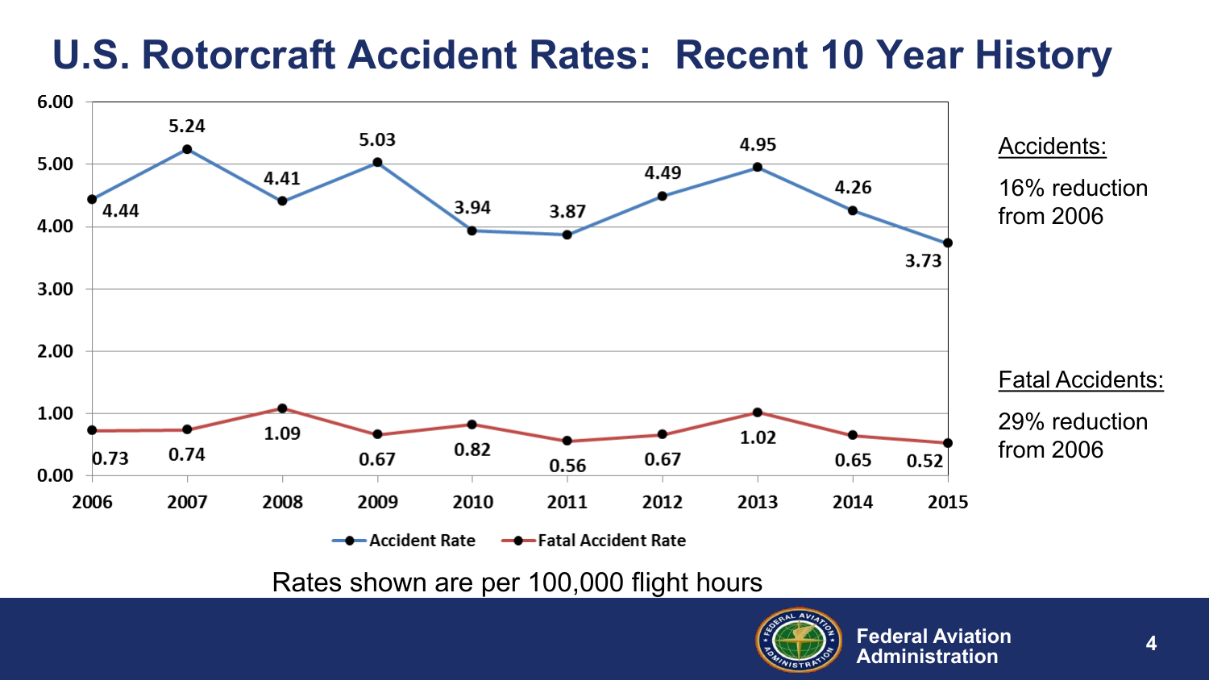# U.S. Rotorcraft Accident Rates: Recent 10 Year History

| Year | Accident Rate | Fatal Accident Rate |
| --- | --- | --- |
| 2006 | 4.44 | 0.73 |
| 2007 | 5.24 | 0.74 |
| 2008 | 4.41 | 1.09 |
| 2009 | 5.03 | 0.67 |
| 2010 | 3.94 | 0.82 |
| 2011 | 3.87 | 0.56 |
| 2012 | 4.49 | 0.67 |
| 2013 | 4.95 | 1.02 |
| 2014 | 4.26 | 0.65 |
| 2015 | 3.73 | 0.52 |

Rates shown are per 100,000 flight hours

Accidents:

16% reduction from 2006

Fatal Accidents:

29% reduction from 2006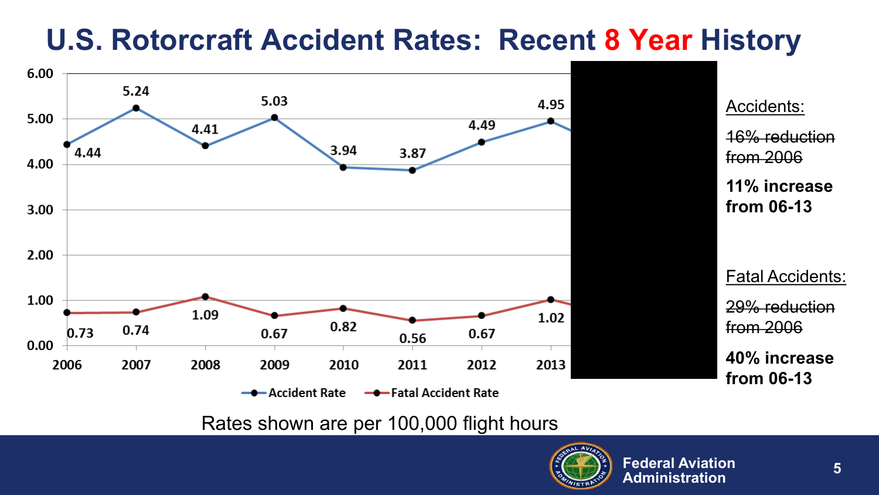# U.S. Rotorcraft Accident Rates: Recent 8 Year History

| Year | Accident Rate | Fatal Accident Rate |
|---|---|---|
| 2006 | 4.44 | 0.73 |
| 2007 | 5.24 | 0.74 |
| 2008 | 4.41 | 1.09 |
| 2009 | 5.03 | 0.67 |
| 2010 | 3.94 | 0.82 |
| 2011 | 3.87 | 0.56 |
| 2012 | 4.49 | 0.67 |
| 2013 | 4.95 | 1.02 |

Rates shown are per 100,000 flight hours

Accidents:

~~16% reduction from 2006~~

**11% increase from 06-13**

Fatal Accidents:

~~29% reduction from 2006~~

**40% increase from 06-13**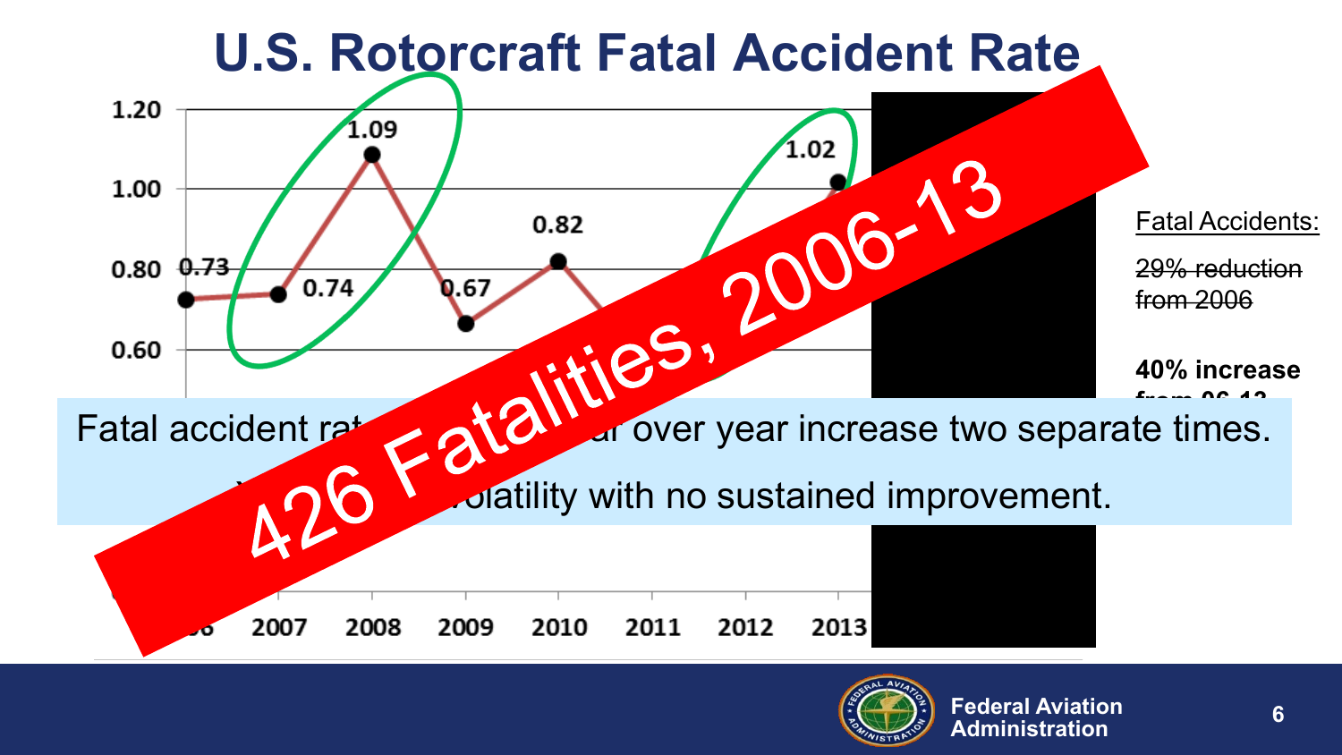# U.S. Rotorcraft Fatal Accident Rate

1.20

1.00

0.80

0.60

1.09

1.02

0.82

0.73

0.74

0.67

2007 2008 2009 2010 2011 2012 2013

Fatal Accidents:

~~29% reduction from 2006~~

**40% increase from 06-13**

Fatal accident rat... ...ar over year increase two separate times.

...volatility with no sustained improvement.

426 Fatalities, 2006-13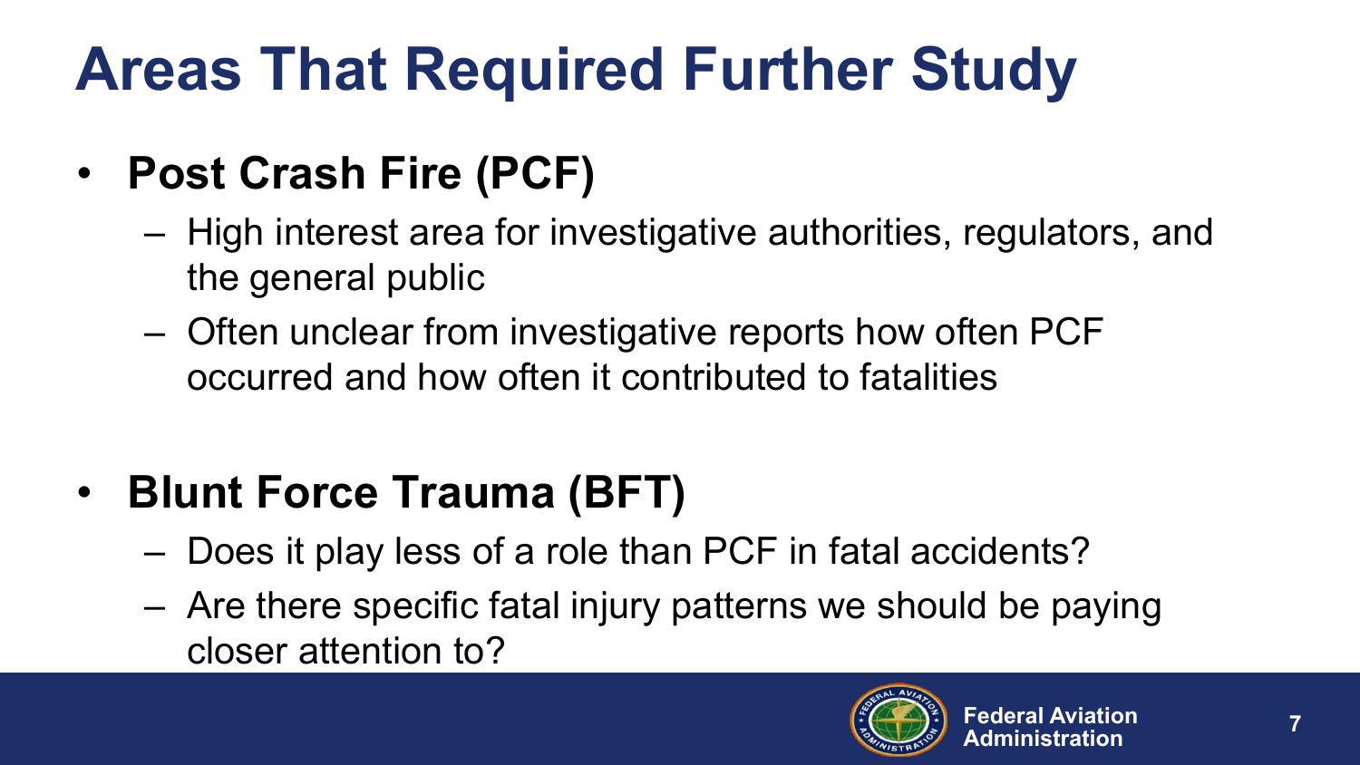# Areas That Required Further Study

- **Post Crash Fire (PCF)**
  - High interest area for investigative authorities, regulators, and the general public
  - Often unclear from investigative reports how often PCF occurred and how often it contributed to fatalities

- **Blunt Force Trauma (BFT)**
  - Does it play less of a role than PCF in fatal accidents?
  - Are there specific fatal injury patterns we should be paying closer attention to?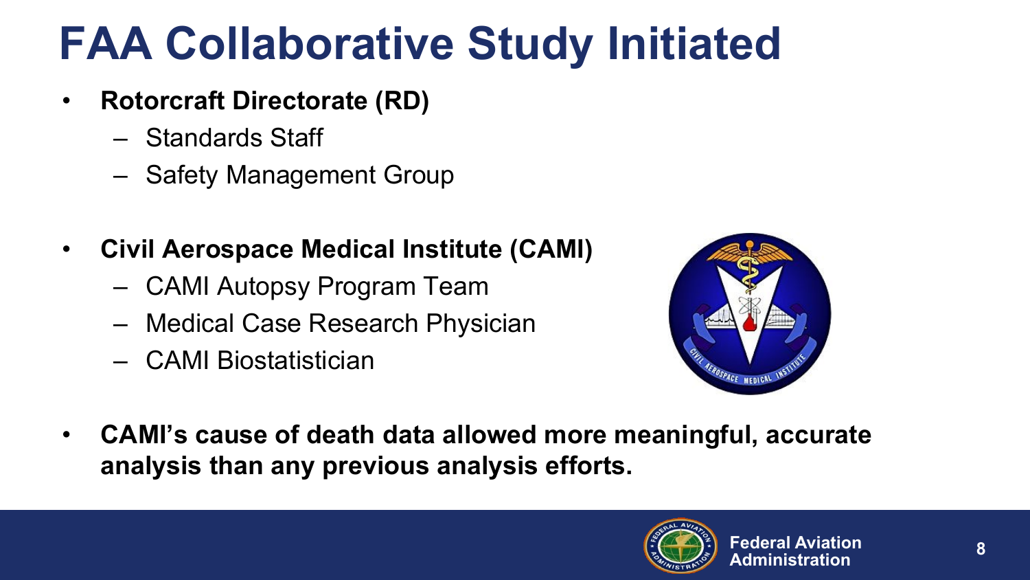# FAA Collaborative Study Initiated

- **Rotorcraft Directorate (RD)**
  - Standards Staff
  - Safety Management Group
- **Civil Aerospace Medical Institute (CAMI)**
  - CAMI Autopsy Program Team
  - Medical Case Research Physician
  - CAMI Biostatistician
- **CAMI's cause of death data allowed more meaningful, accurate analysis than any previous analysis efforts.**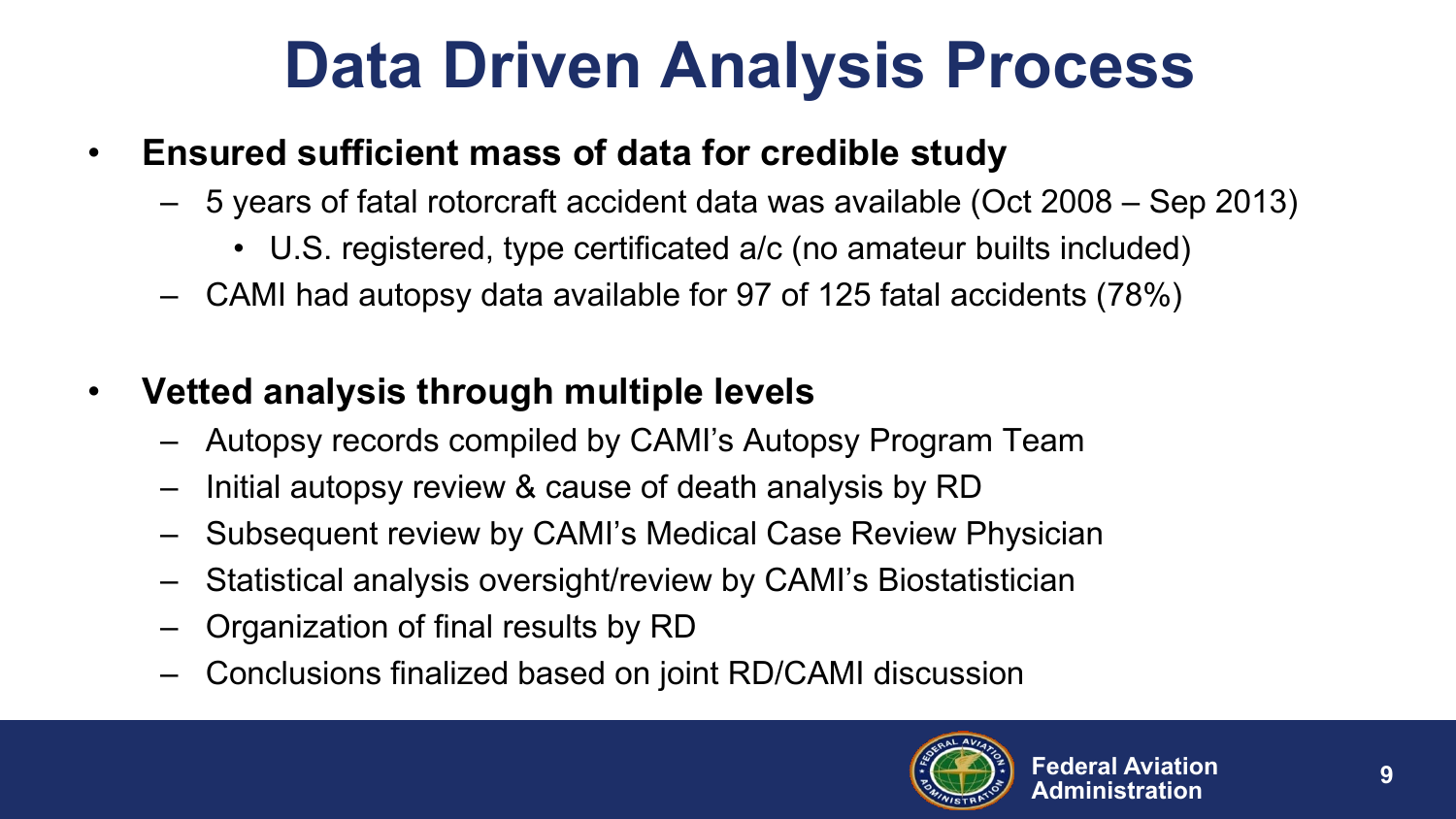# Data Driven Analysis Process

- **Ensured sufficient mass of data for credible study**
  - 5 years of fatal rotorcraft accident data was available (Oct 2008 – Sep 2013)
    - U.S. registered, type certificated a/c (no amateur builts included)
  - CAMI had autopsy data available for 97 of 125 fatal accidents (78%)

- **Vetted analysis through multiple levels**
  - Autopsy records compiled by CAMI's Autopsy Program Team
  - Initial autopsy review & cause of death analysis by RD
  - Subsequent review by CAMI's Medical Case Review Physician
  - Statistical analysis oversight/review by CAMI's Biostatistician
  - Organization of final results by RD
  - Conclusions finalized based on joint RD/CAMI discussion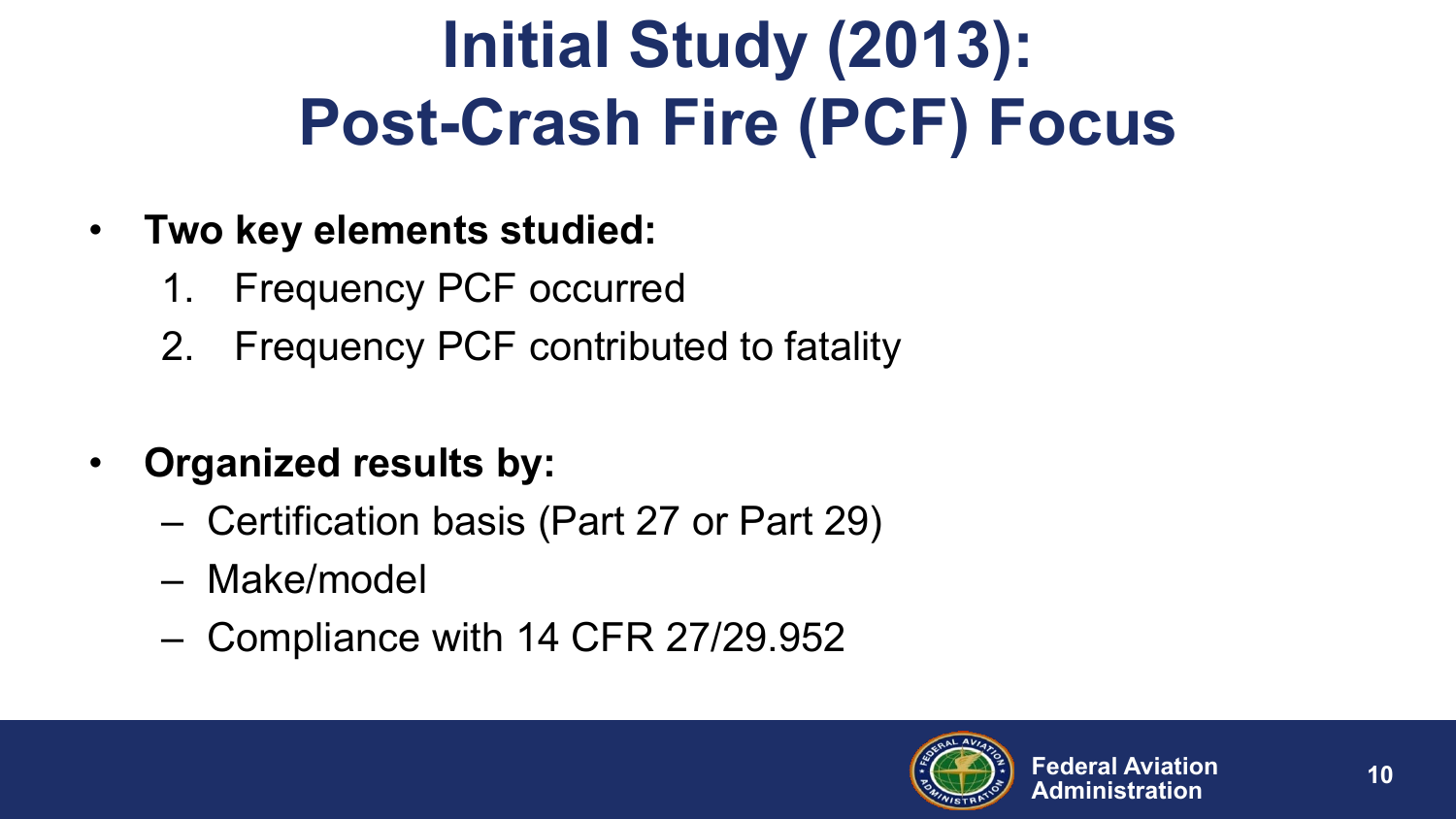# Initial Study (2013): Post-Crash Fire (PCF) Focus

- **Two key elements studied:**
  1. Frequency PCF occurred
  2. Frequency PCF contributed to fatality

- **Organized results by:**
  - Certification basis (Part 27 or Part 29)
  - Make/model
  - Compliance with 14 CFR 27/29.952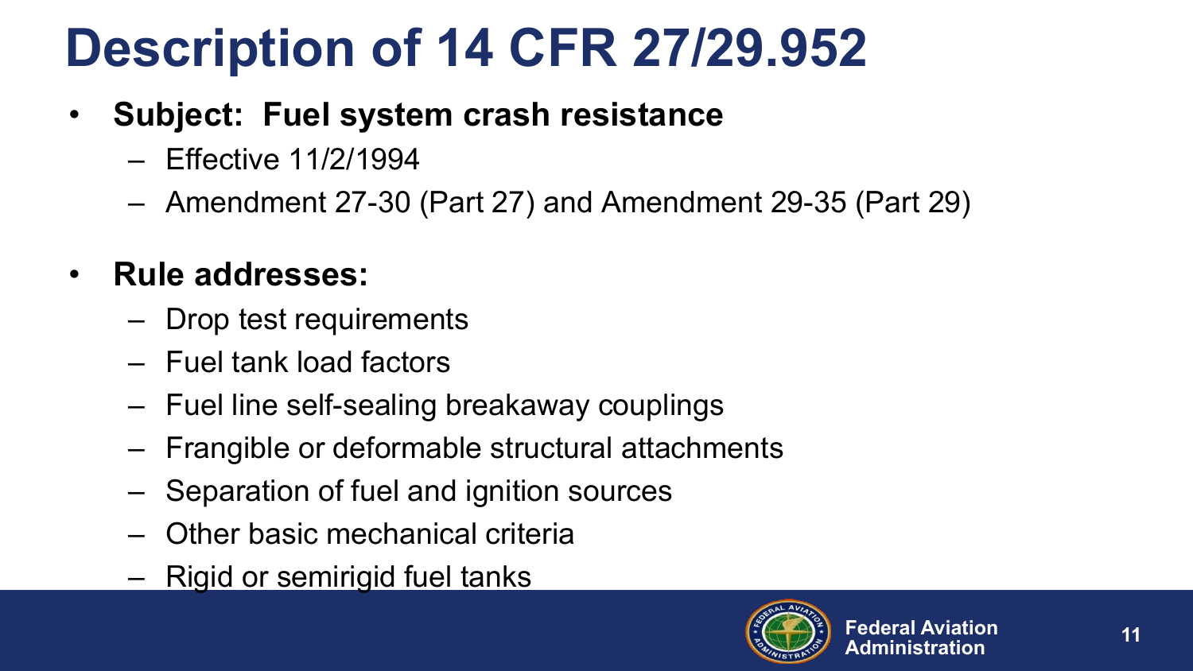# Description of 14 CFR 27/29.952

- **Subject: Fuel system crash resistance**
  - Effective 11/2/1994
  - Amendment 27-30 (Part 27) and Amendment 29-35 (Part 29)

- **Rule addresses:**
  - Drop test requirements
  - Fuel tank load factors
  - Fuel line self-sealing breakaway couplings
  - Frangible or deformable structural attachments
  - Separation of fuel and ignition sources
  - Other basic mechanical criteria
  - Rigid or semirigid fuel tanks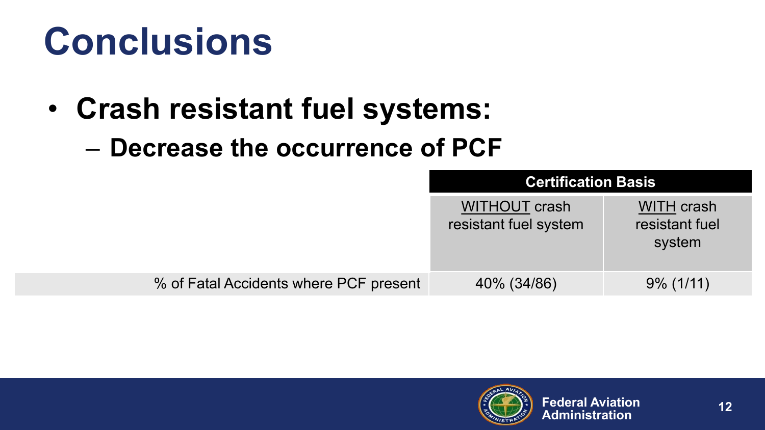# Conclusions

- **Crash resistant fuel systems:**
  - **Decrease the occurrence of PCF**

| | Certification Basis | |
|---|---|---|
| | WITHOUT crash resistant fuel system | WITH crash resistant fuel system |
| % of Fatal Accidents where PCF present | 40% (34/86) | 9% (1/11) |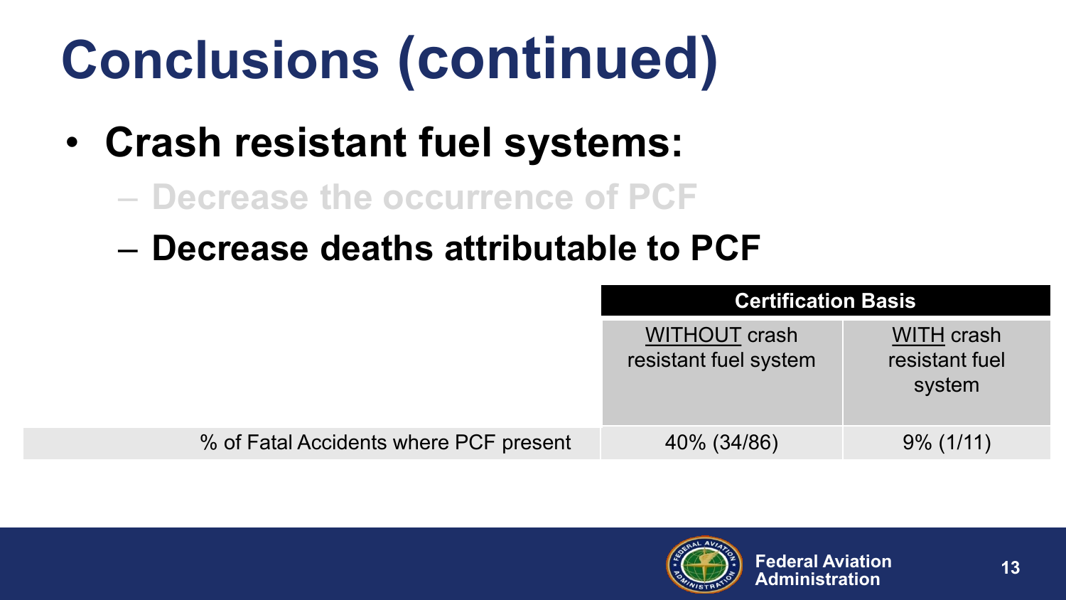# Conclusions (continued)

- **Crash resistant fuel systems:**
  - Decrease the occurrence of PCF
  - **Decrease deaths attributable to PCF**

| | **Certification Basis** | |
|---|---|---|
| | WITHOUT crash resistant fuel system | WITH crash resistant fuel system |
| % of Fatal Accidents where PCF present | 40% (34/86) | 9% (1/11) |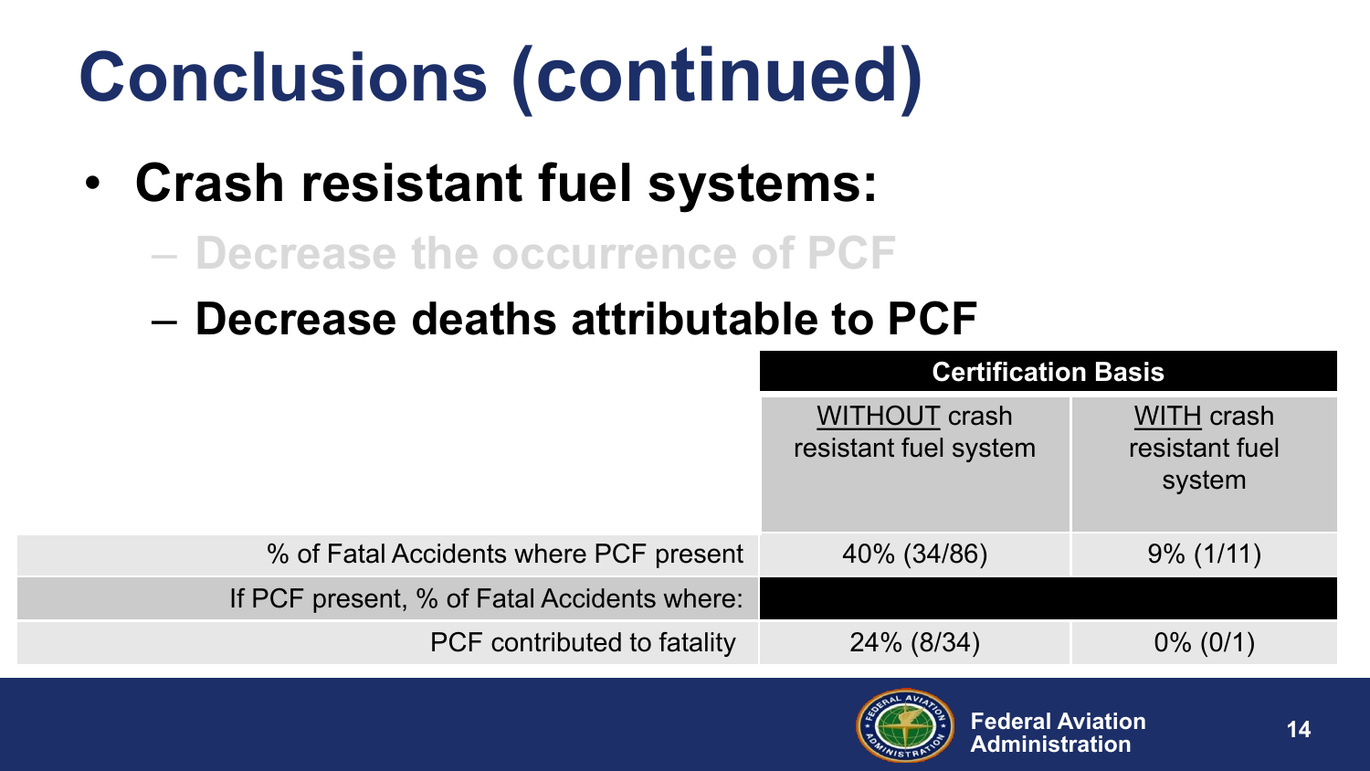# Conclusions (continued)

- **Crash resistant fuel systems:**
  - Decrease the occurrence of PCF
  - **Decrease deaths attributable to PCF**

| | **Certification Basis** | |
|---|---|---|
| | WITHOUT crash resistant fuel system | WITH crash resistant fuel system |
| % of Fatal Accidents where PCF present | 40% (34/86) | 9% (1/11) |
| If PCF present, % of Fatal Accidents where: | | |
| PCF contributed to fatality | 24% (8/34) | 0% (0/1) |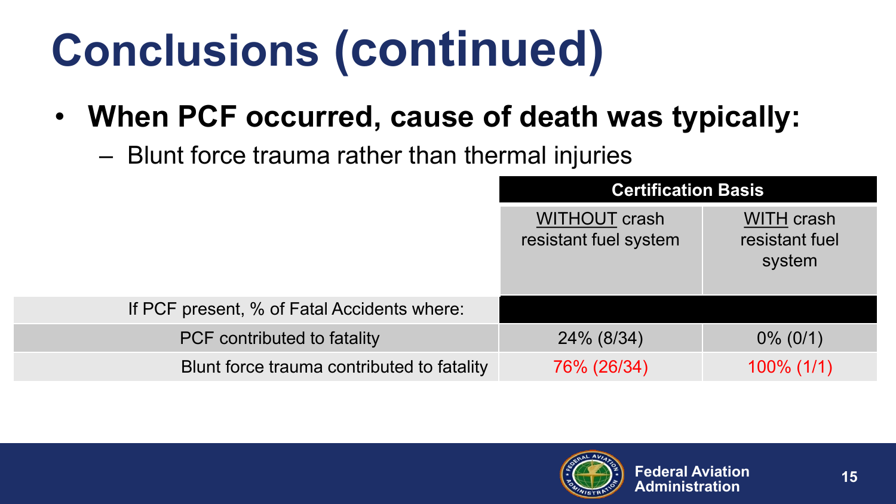# Conclusions (continued)

- **When PCF occurred, cause of death was typically:**
  - Blunt force trauma rather than thermal injuries

| | Certification Basis | |
|---|---|---|
| | WITHOUT crash resistant fuel system | WITH crash resistant fuel system |
| If PCF present, % of Fatal Accidents where: | | |
| PCF contributed to fatality | 24% (8/34) | 0% (0/1) |
| Blunt force trauma contributed to fatality | 76% (26/34) | 100% (1/1) |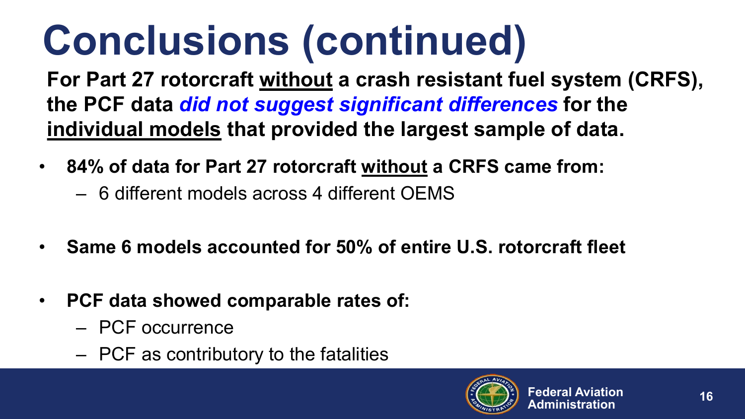# Conclusions (continued)

**For Part 27 rotorcraft <u>without</u> a crash resistant fuel system (CRFS), the PCF data *did not suggest significant differences* for the <u>individual models</u> that provided the largest sample of data.**

- **84% of data for Part 27 rotorcraft <u>without</u> a CRFS came from:**
  - 6 different models across 4 different OEMS
- **Same 6 models accounted for 50% of entire U.S. rotorcraft fleet**
- **PCF data showed comparable rates of:**
  - PCF occurrence
  - PCF as contributory to the fatalities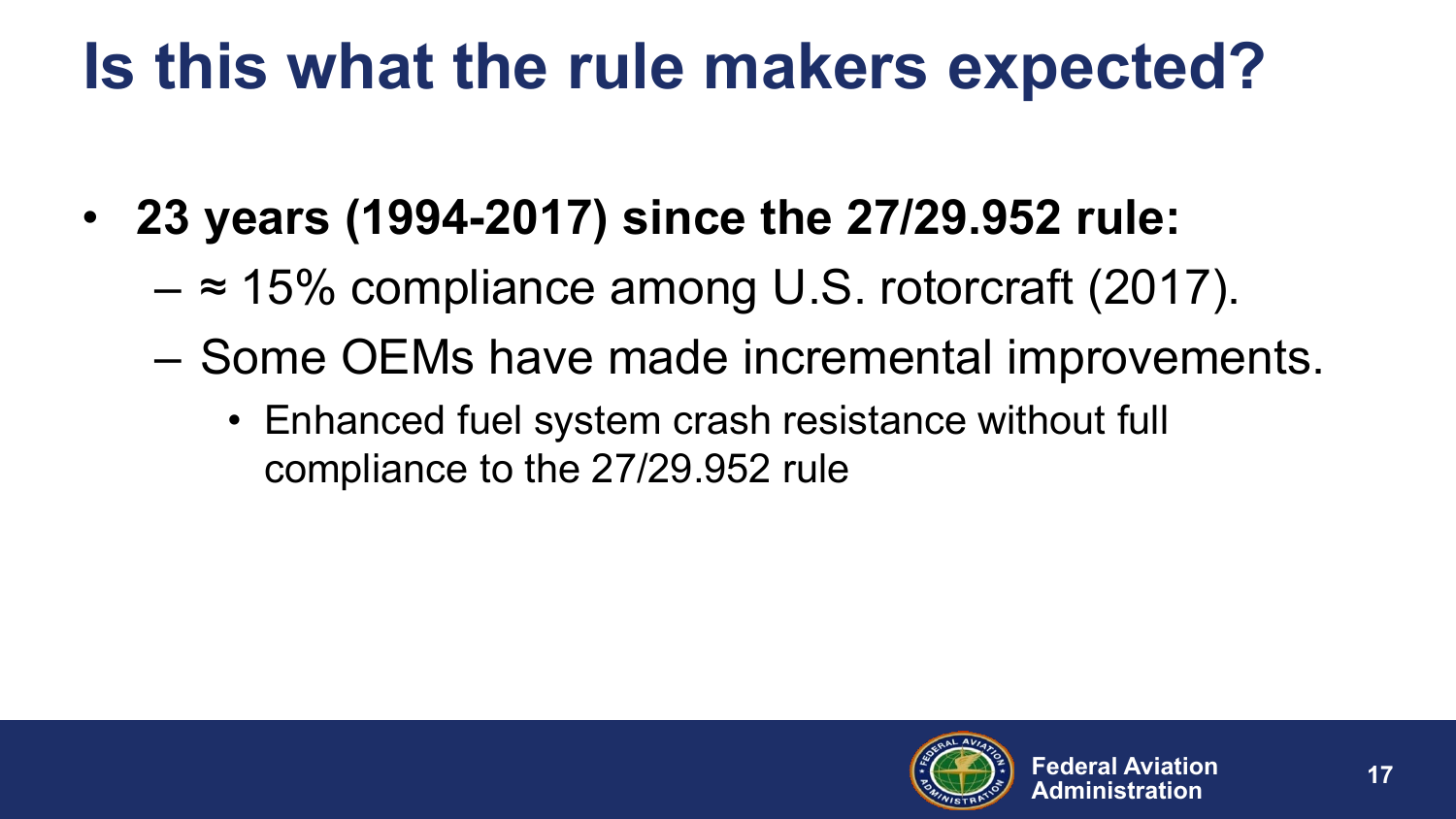# Is this what the rule makers expected?

- **23 years (1994-2017) since the 27/29.952 rule:**
  - ≈ 15% compliance among U.S. rotorcraft (2017).
  - Some OEMs have made incremental improvements.
    - Enhanced fuel system crash resistance without full compliance to the 27/29.952 rule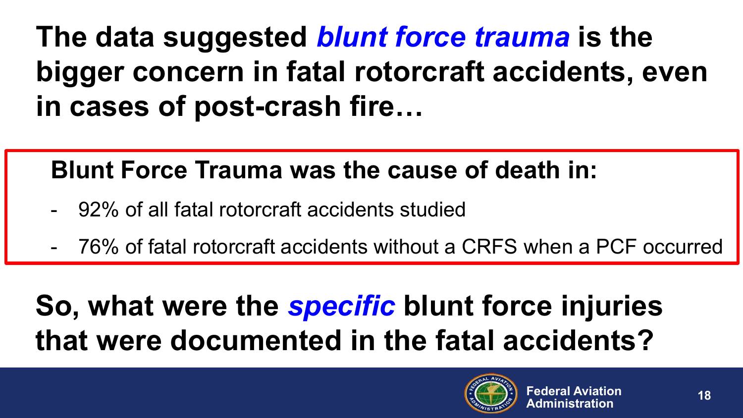# The data suggested *blunt force trauma* is the bigger concern in fatal rotorcraft accidents, even in cases of post-crash fire…

**Blunt Force Trauma was the cause of death in:**

- 92% of all fatal rotorcraft accidents studied
- 76% of fatal rotorcraft accidents without a CRFS when a PCF occurred

## So, what were the *specific* blunt force injuries that were documented in the fatal accidents?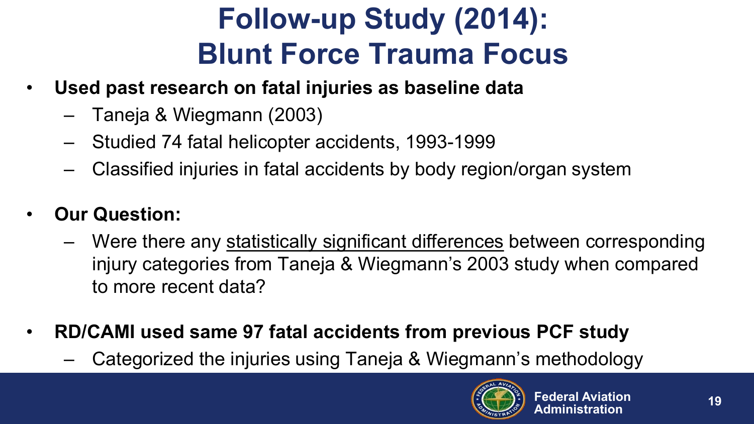# Follow-up Study (2014): Blunt Force Trauma Focus

- **Used past research on fatal injuries as baseline data**
  - Taneja & Wiegmann (2003)
  - Studied 74 fatal helicopter accidents, 1993-1999
  - Classified injuries in fatal accidents by body region/organ system
- **Our Question:**
  - Were there any <u>statistically significant differences</u> between corresponding injury categories from Taneja & Wiegmann's 2003 study when compared to more recent data?
- **RD/CAMI used same 97 fatal accidents from previous PCF study**
  - Categorized the injuries using Taneja & Wiegmann's methodology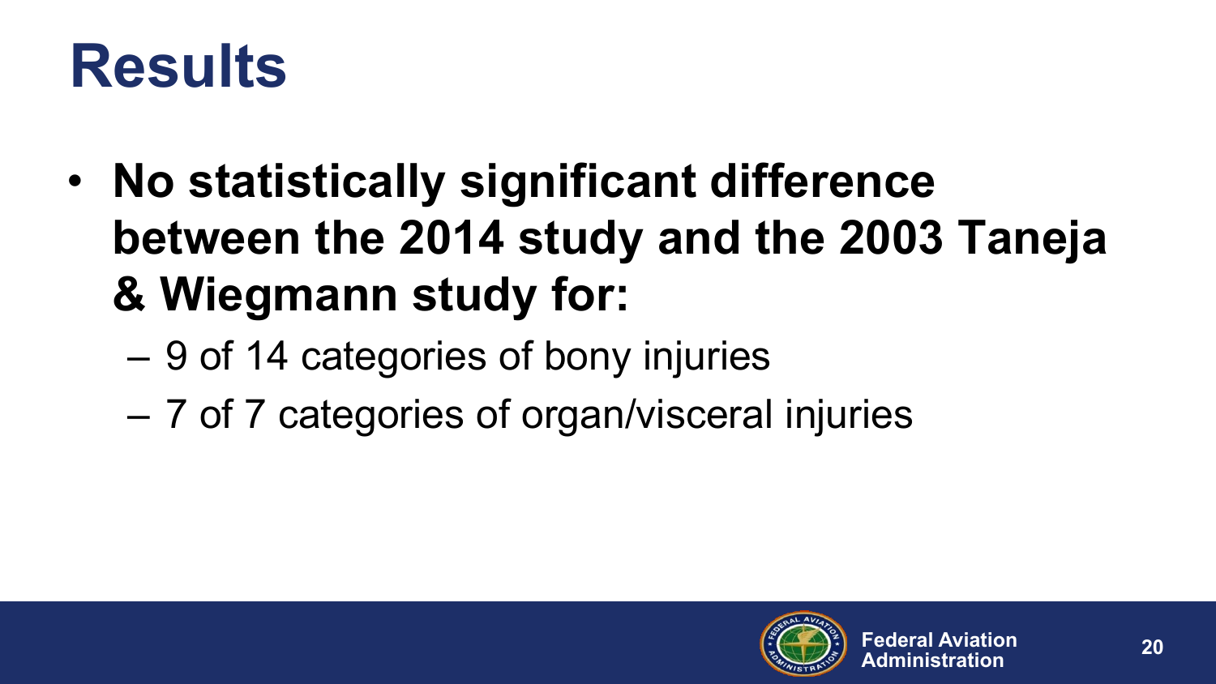# Results

- **No statistically significant difference between the 2014 study and the 2003 Taneja & Wiegmann study for:**
  - 9 of 14 categories of bony injuries
  - 7 of 7 categories of organ/visceral injuries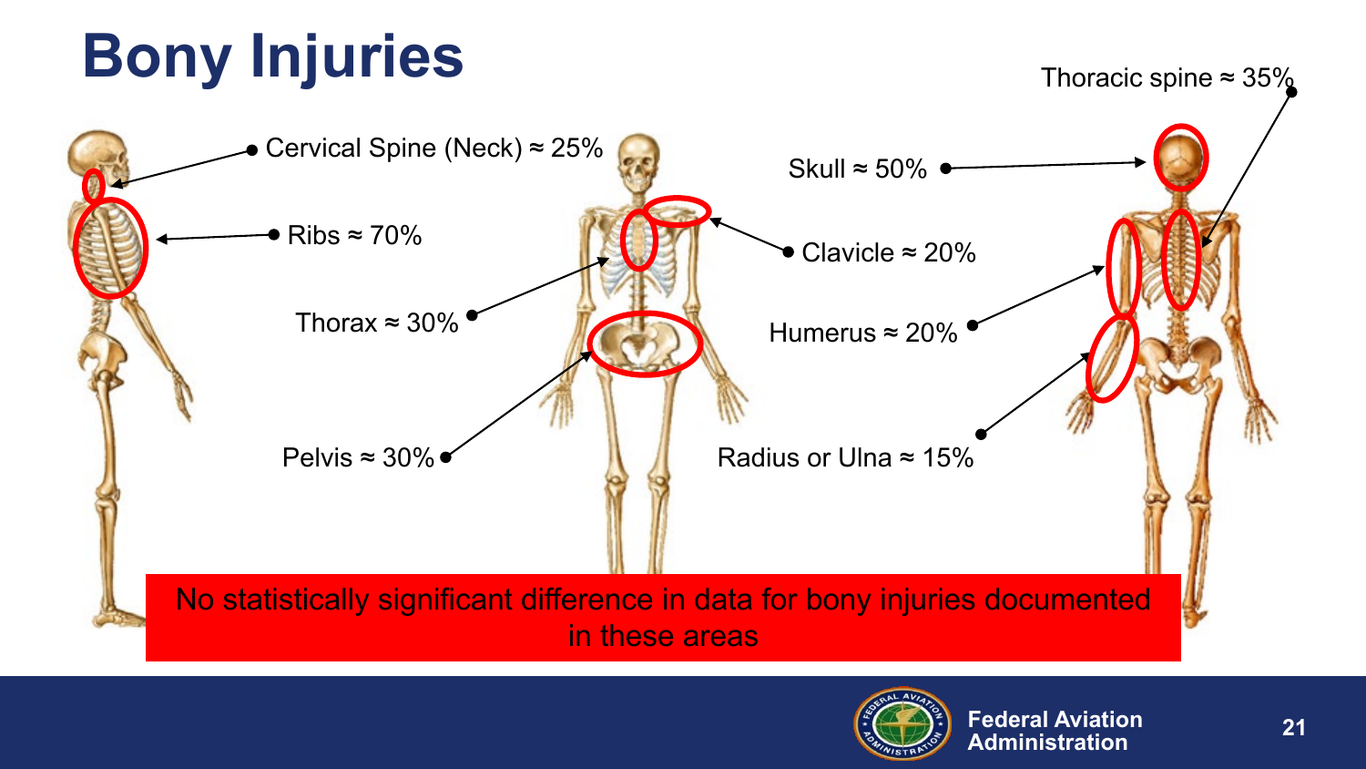# Bony Injuries

- Cervical Spine (Neck) ≈ 25%
- Ribs ≈ 70%
- Thorax ≈ 30%
- Pelvis ≈ 30%
- Skull ≈ 50%
- Clavicle ≈ 20%
- Humerus ≈ 20%
- Radius or Ulna ≈ 15%
- Thoracic spine ≈ 35%

No statistically significant difference in data for bony injuries documented in these areas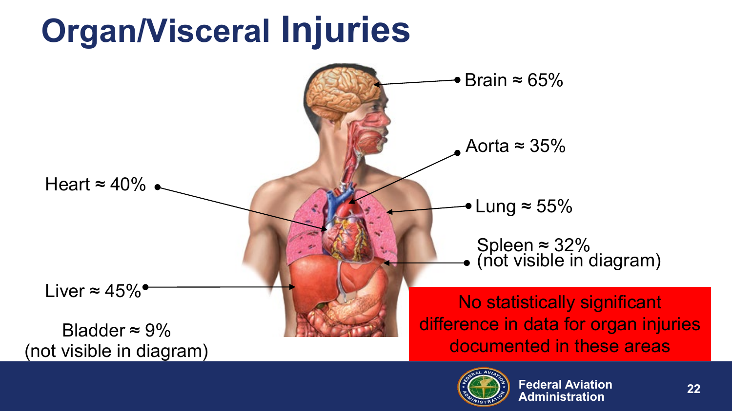# Organ/Visceral Injuries

Brain ≈ 65%

Aorta ≈ 35%

Heart ≈ 40%

Lung ≈ 55%

Spleen ≈ 32%
(not visible in diagram)

Liver ≈ 45%

Bladder ≈ 9%
(not visible in diagram)

No statistically significant difference in data for organ injuries documented in these areas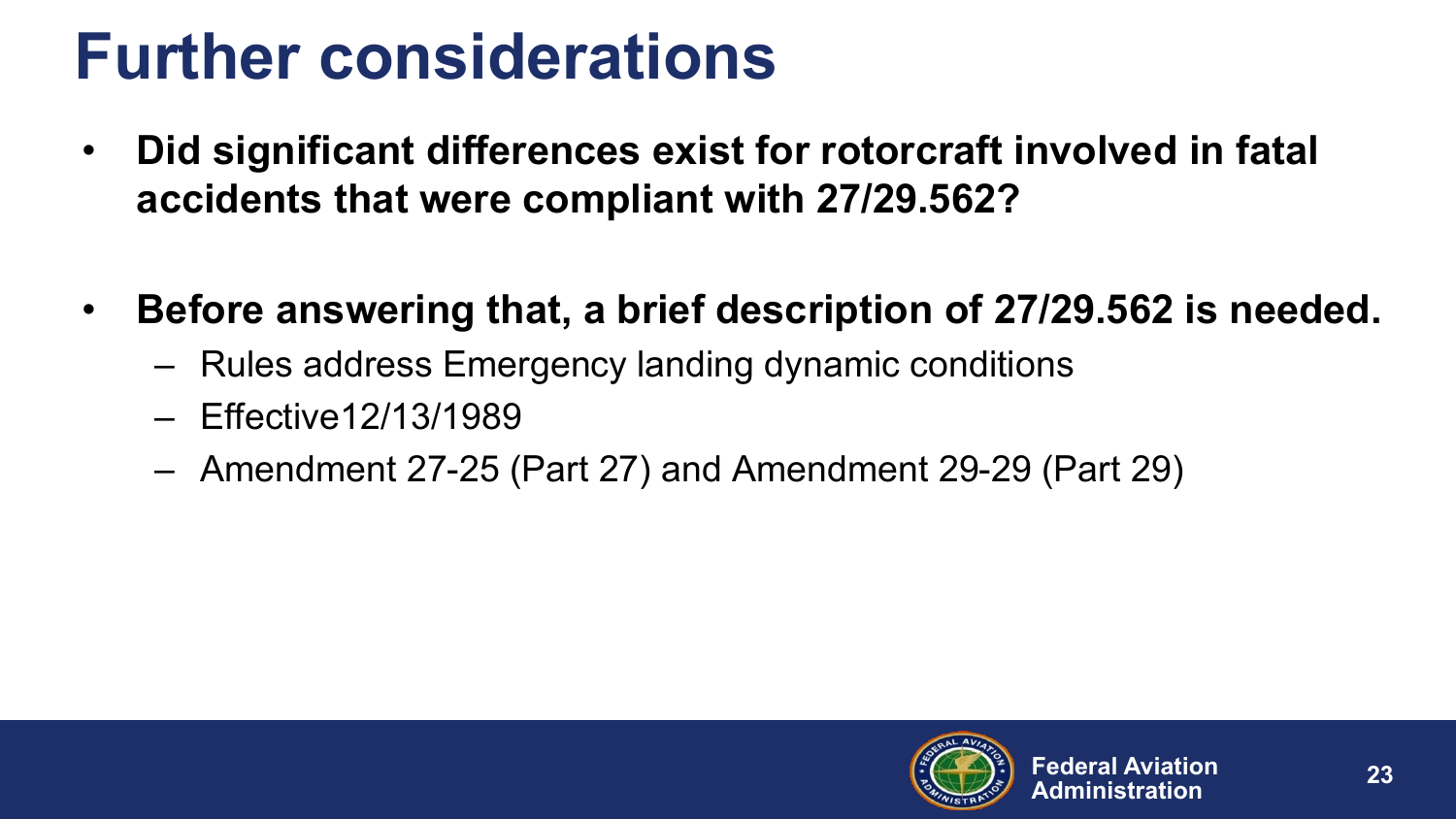# Further considerations

- **Did significant differences exist for rotorcraft involved in fatal accidents that were compliant with 27/29.562?**

- **Before answering that, a brief description of 27/29.562 is needed.**
  - Rules address Emergency landing dynamic conditions
  - Effective12/13/1989
  - Amendment 27-25 (Part 27) and Amendment 29-29 (Part 29)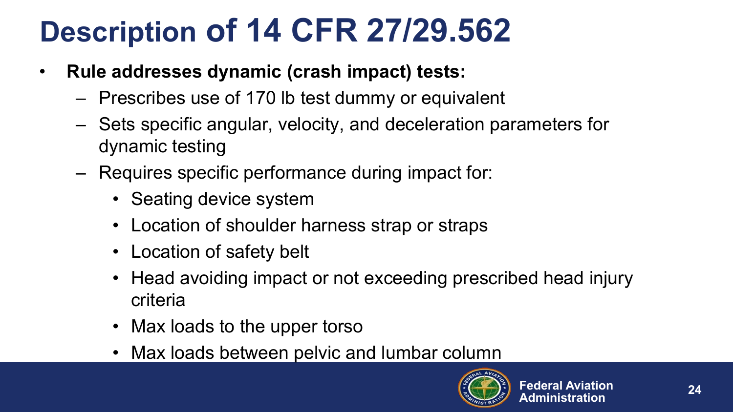# Description of 14 CFR 27/29.562

- **Rule addresses dynamic (crash impact) tests:**
  - Prescribes use of 170 lb test dummy or equivalent
  - Sets specific angular, velocity, and deceleration parameters for dynamic testing
  - Requires specific performance during impact for:
    - Seating device system
    - Location of shoulder harness strap or straps
    - Location of safety belt
    - Head avoiding impact or not exceeding prescribed head injury criteria
    - Max loads to the upper torso
    - Max loads between pelvic and lumbar column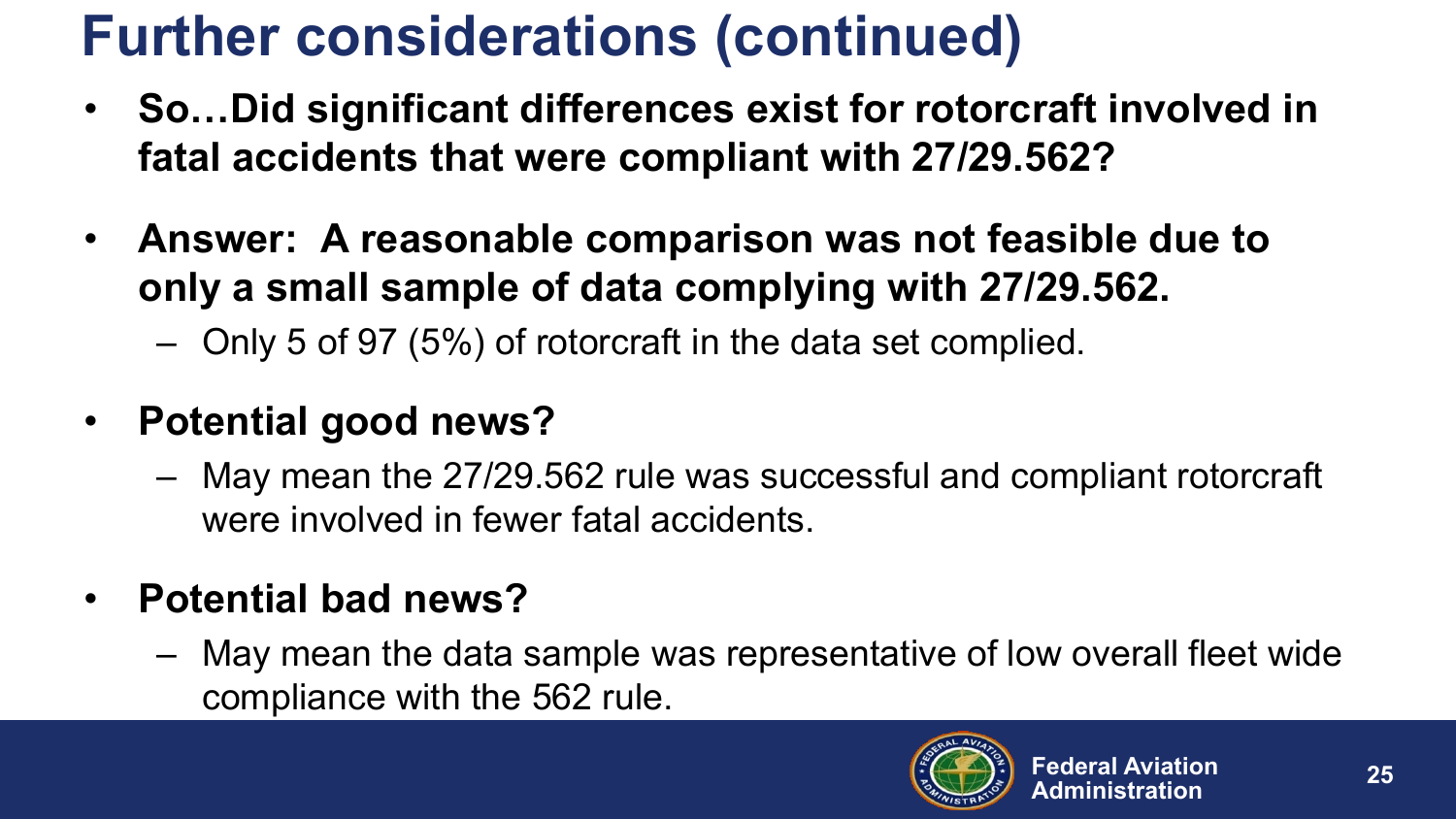# Further considerations (continued)

- **So…Did significant differences exist for rotorcraft involved in fatal accidents that were compliant with 27/29.562?**
- **Answer: A reasonable comparison was not feasible due to only a small sample of data complying with 27/29.562.**
  - Only 5 of 97 (5%) of rotorcraft in the data set complied.
- **Potential good news?**
  - May mean the 27/29.562 rule was successful and compliant rotorcraft were involved in fewer fatal accidents.
- **Potential bad news?**
  - May mean the data sample was representative of low overall fleet wide compliance with the 562 rule.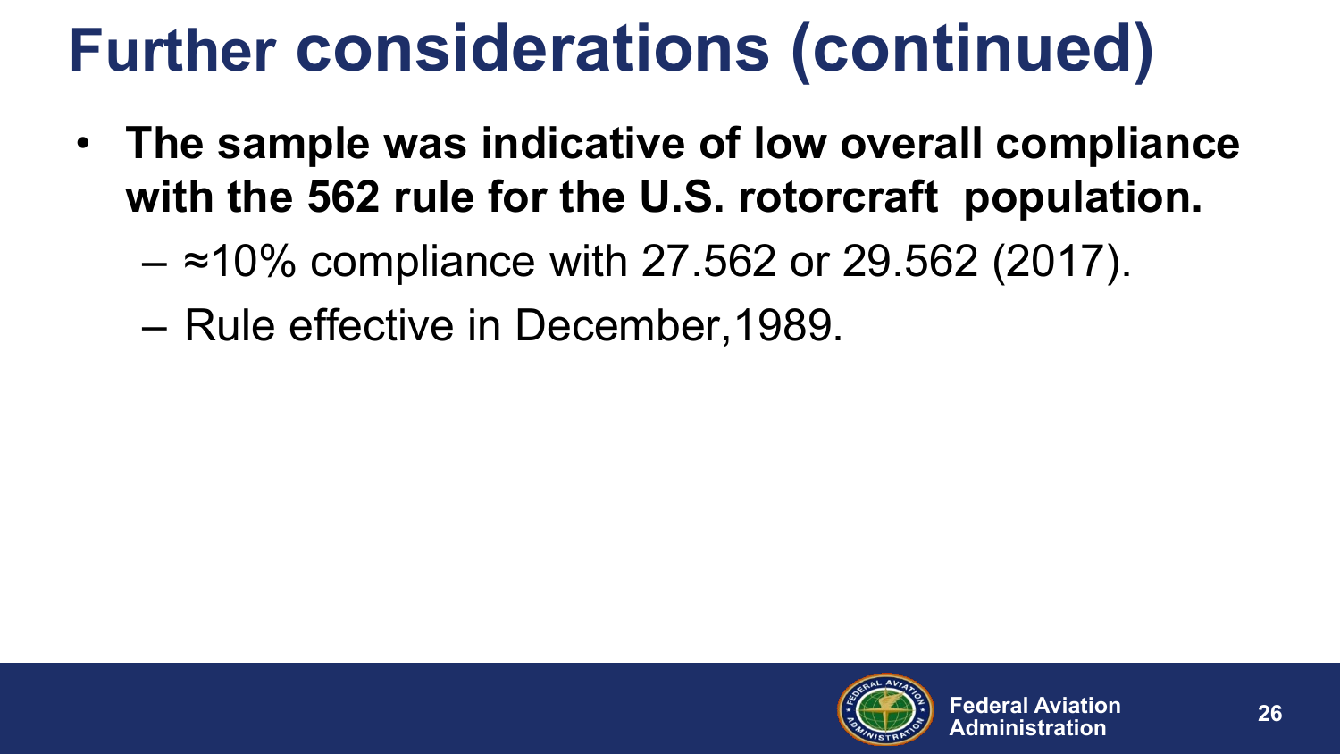# Further considerations (continued)

- **The sample was indicative of low overall compliance with the 562 rule for the U.S. rotorcraft population.**
  - ≈10% compliance with 27.562 or 29.562 (2017).
  - Rule effective in December,1989.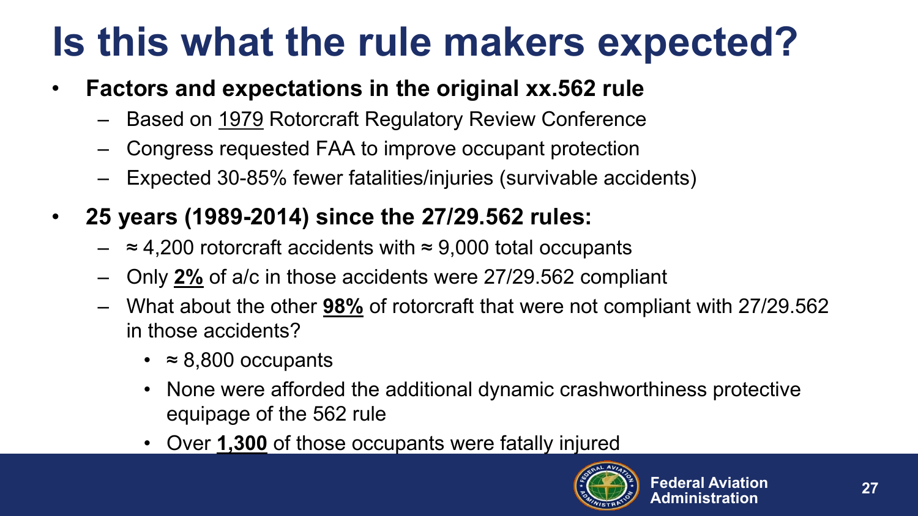# Is this what the rule makers expected?

- **Factors and expectations in the original xx.562 rule**
  - Based on 1979 Rotorcraft Regulatory Review Conference
  - Congress requested FAA to improve occupant protection
  - Expected 30-85% fewer fatalities/injuries (survivable accidents)
- **25 years (1989-2014) since the 27/29.562 rules:**
  - ≈ 4,200 rotorcraft accidents with ≈ 9,000 total occupants
  - Only **2%** of a/c in those accidents were 27/29.562 compliant
  - What about the other **98%** of rotorcraft that were not compliant with 27/29.562 in those accidents?
    - ≈ 8,800 occupants
    - None were afforded the additional dynamic crashworthiness protective equipage of the 562 rule
    - Over **1,300** of those occupants were fatally injured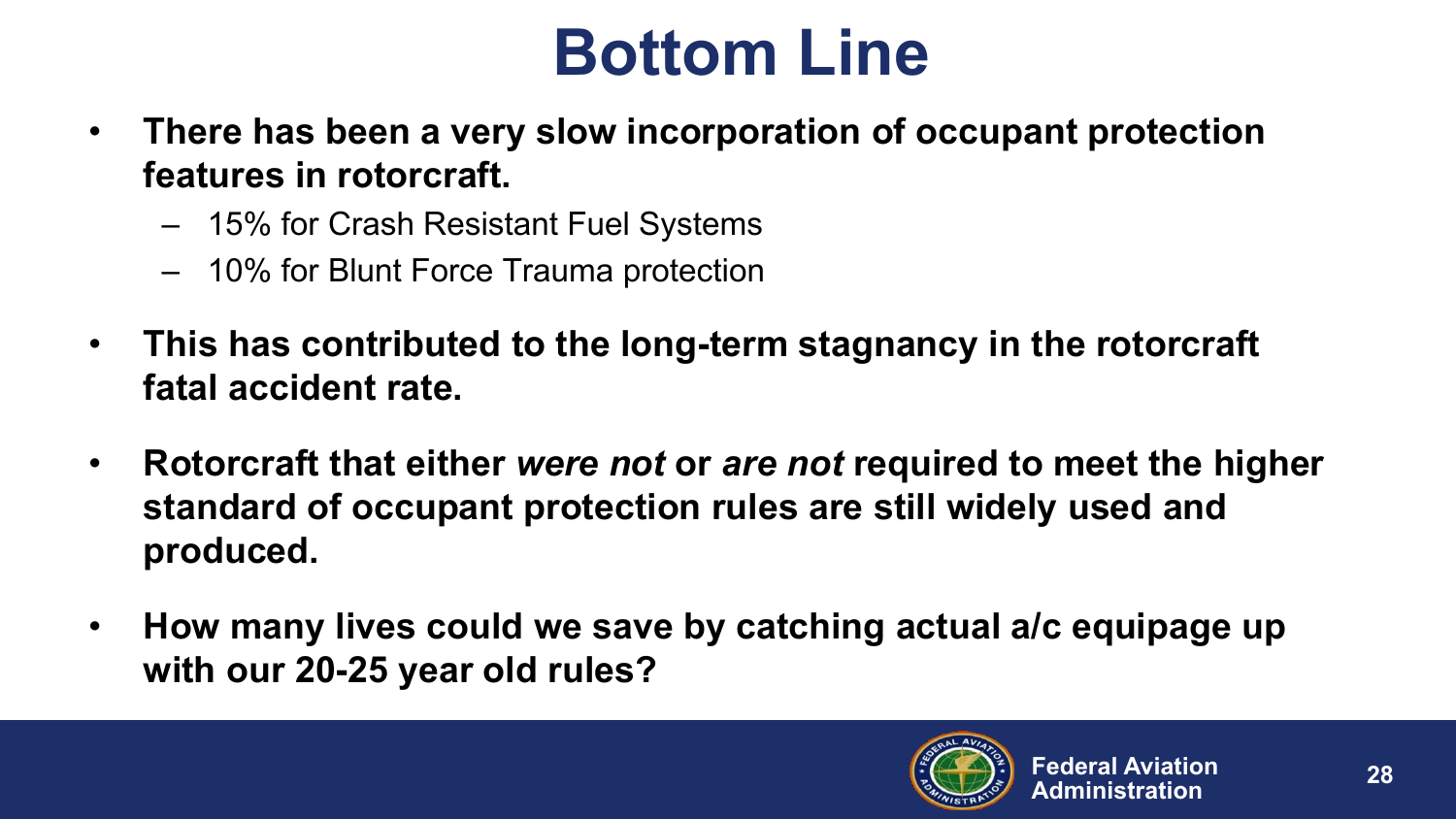# Bottom Line

- **There has been a very slow incorporation of occupant protection features in rotorcraft.**
  - 15% for Crash Resistant Fuel Systems
  - 10% for Blunt Force Trauma protection
- **This has contributed to the long-term stagnancy in the rotorcraft fatal accident rate.**
- **Rotorcraft that either *were not* or *are not* required to meet the higher standard of occupant protection rules are still widely used and produced.**
- **How many lives could we save by catching actual a/c equipage up with our 20-25 year old rules?**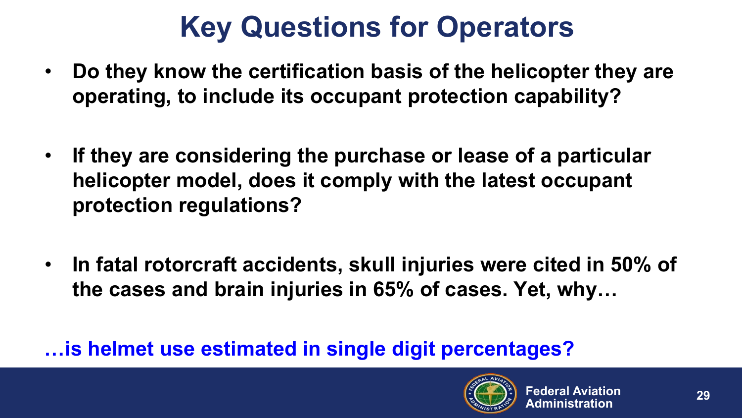# Key Questions for Operators

- **Do they know the certification basis of the helicopter they are operating, to include its occupant protection capability?**

- **If they are considering the purchase or lease of a particular helicopter model, does it comply with the latest occupant protection regulations?**

- **In fatal rotorcraft accidents, skull injuries were cited in 50% of the cases and brain injuries in 65% of cases. Yet, why…**

**…is helmet use estimated in single digit percentages?**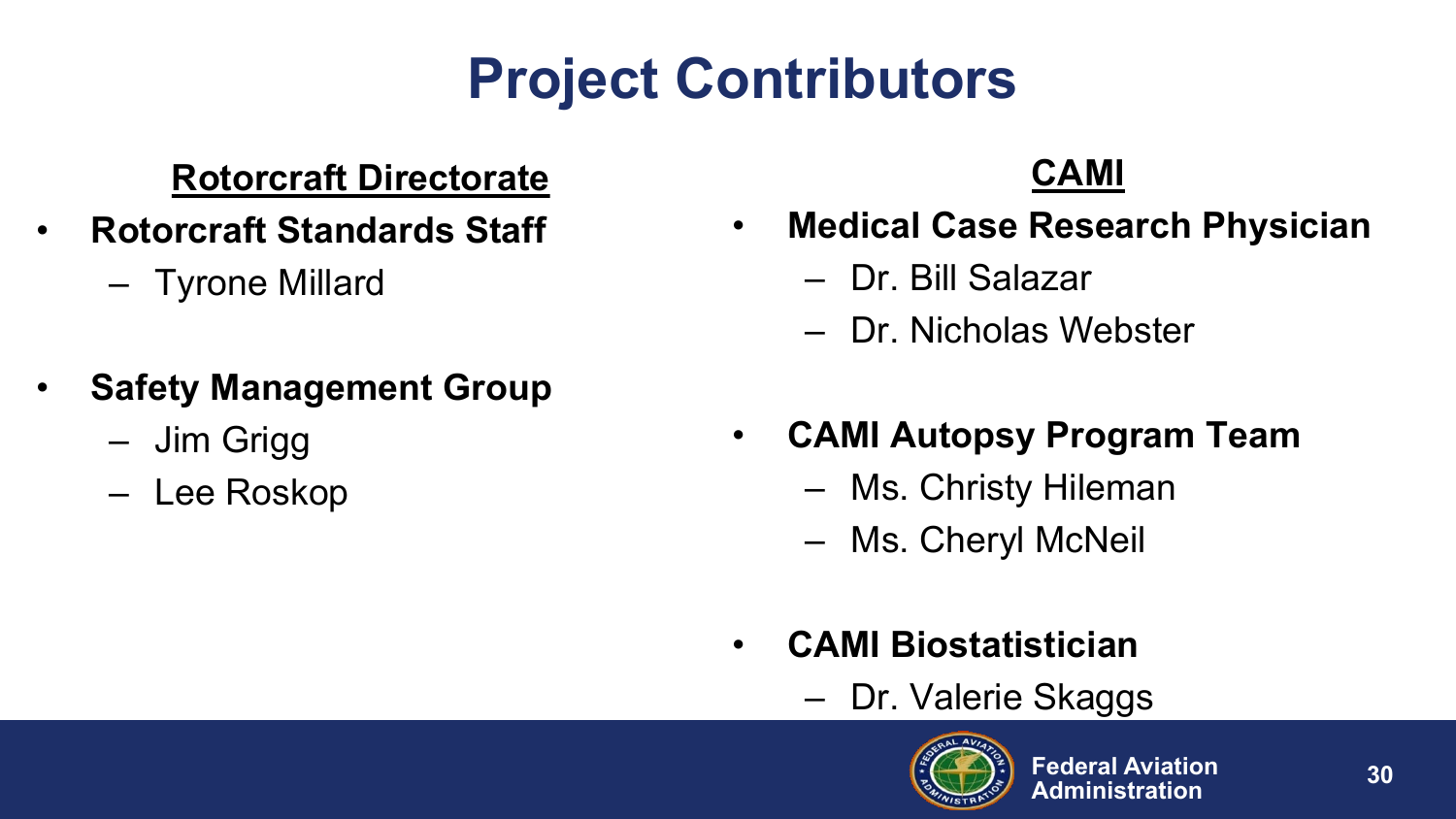# Project Contributors

**Rotorcraft Directorate**

- **Rotorcraft Standards Staff**
  - Tyrone Millard
- **Safety Management Group**
  - Jim Grigg
  - Lee Roskop

**CAMI**

- **Medical Case Research Physician**
  - Dr. Bill Salazar
  - Dr. Nicholas Webster
- **CAMI Autopsy Program Team**
  - Ms. Christy Hileman
  - Ms. Cheryl McNeil
- **CAMI Biostatistician**
  - Dr. Valerie Skaggs